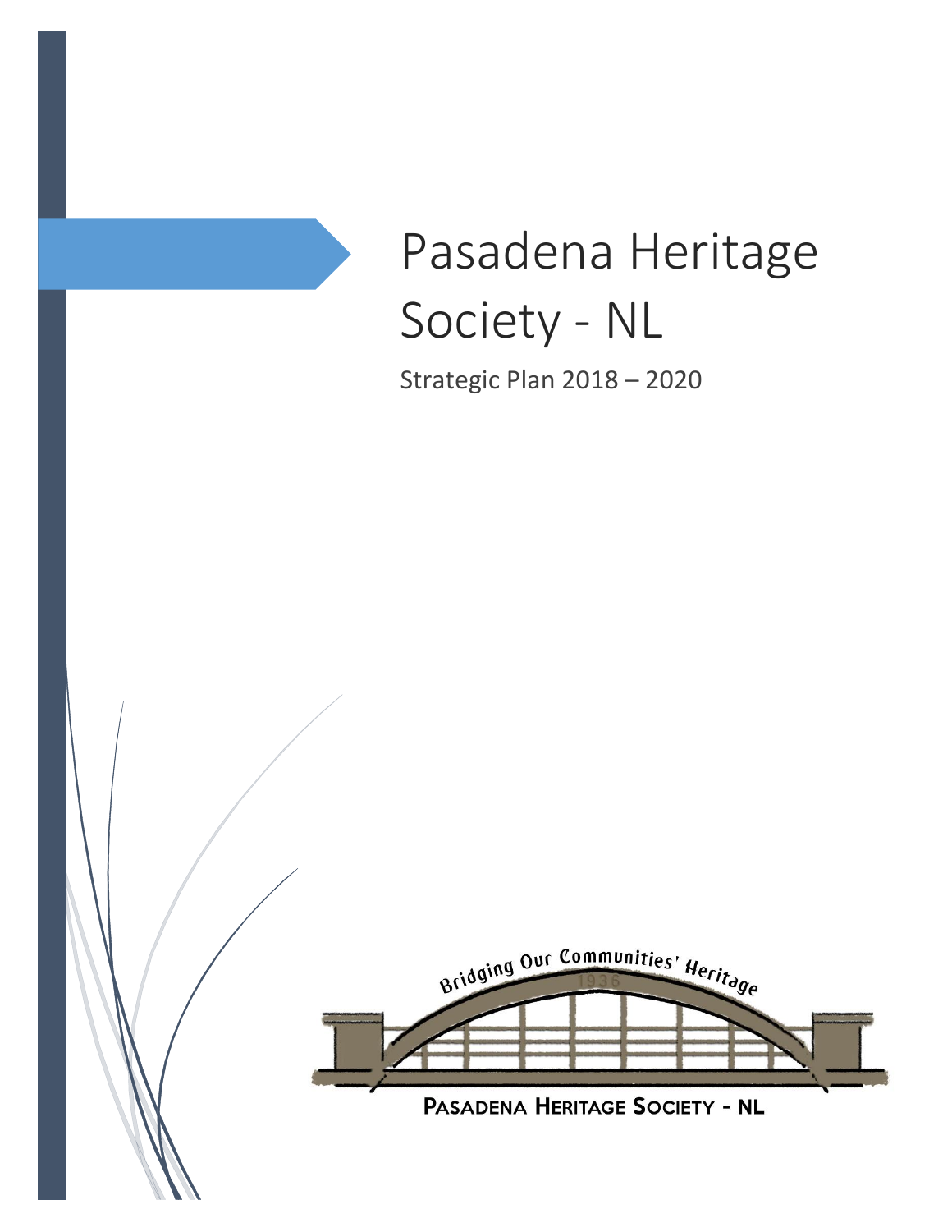# Pasadena Heritage Society - NL

Strategic Plan 2018 – 2020

Bridging Our Communities' Heritage

1936

PASADENA HERITAGE SOCIETY - NL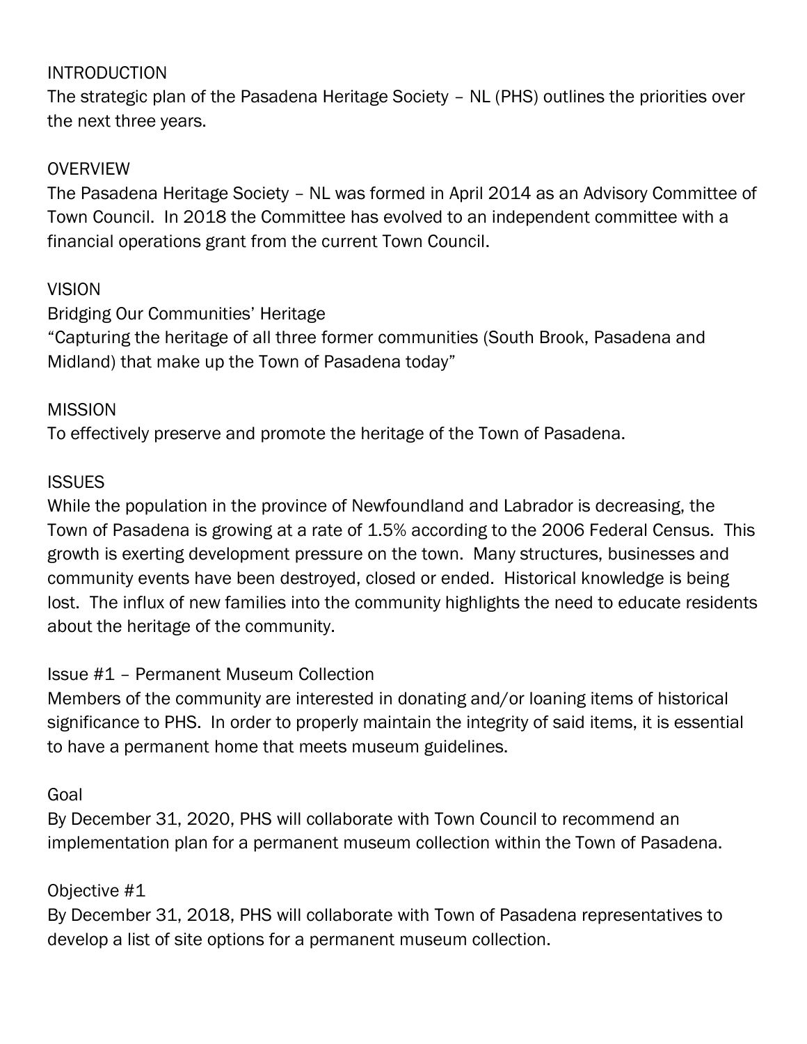## INTRODUCTION

The strategic plan of the Pasadena Heritage Society – NL (PHS) outlines the priorities over the next three years.

## OVERVIEW

The Pasadena Heritage Society – NL was formed in April 2014 as an Advisory Committee of Town Council. In 2018 the Committee has evolved to an independent committee with a financial operations grant from the current Town Council.

## VISION

Bridging Our Communities' Heritage

"Capturing the heritage of all three former communities (South Brook, Pasadena and Midland) that make up the Town of Pasadena today"

## MISSION

To effectively preserve and promote the heritage of the Town of Pasadena.

## ISSUES

While the population in the province of Newfoundland and Labrador is decreasing, the Town of Pasadena is growing at a rate of 1.5% according to the 2006 Federal Census. This growth is exerting development pressure on the town. Many structures, businesses and community events have been destroyed, closed or ended. Historical knowledge is being lost. The influx of new families into the community highlights the need to educate residents about the heritage of the community.

### Issue #1 – Permanent Museum Collection

Members of the community are interested in donating and/or loaning items of historical significance to PHS. In order to properly maintain the integrity of said items, it is essential to have a permanent home that meets museum guidelines.

#### Goal

By December 31, 2020, PHS will collaborate with Town Council to recommend an implementation plan for a permanent museum collection within the Town of Pasadena.

#### Objective #1

By December 31, 2018, PHS will collaborate with Town of Pasadena representatives to develop a list of site options for a permanent museum collection.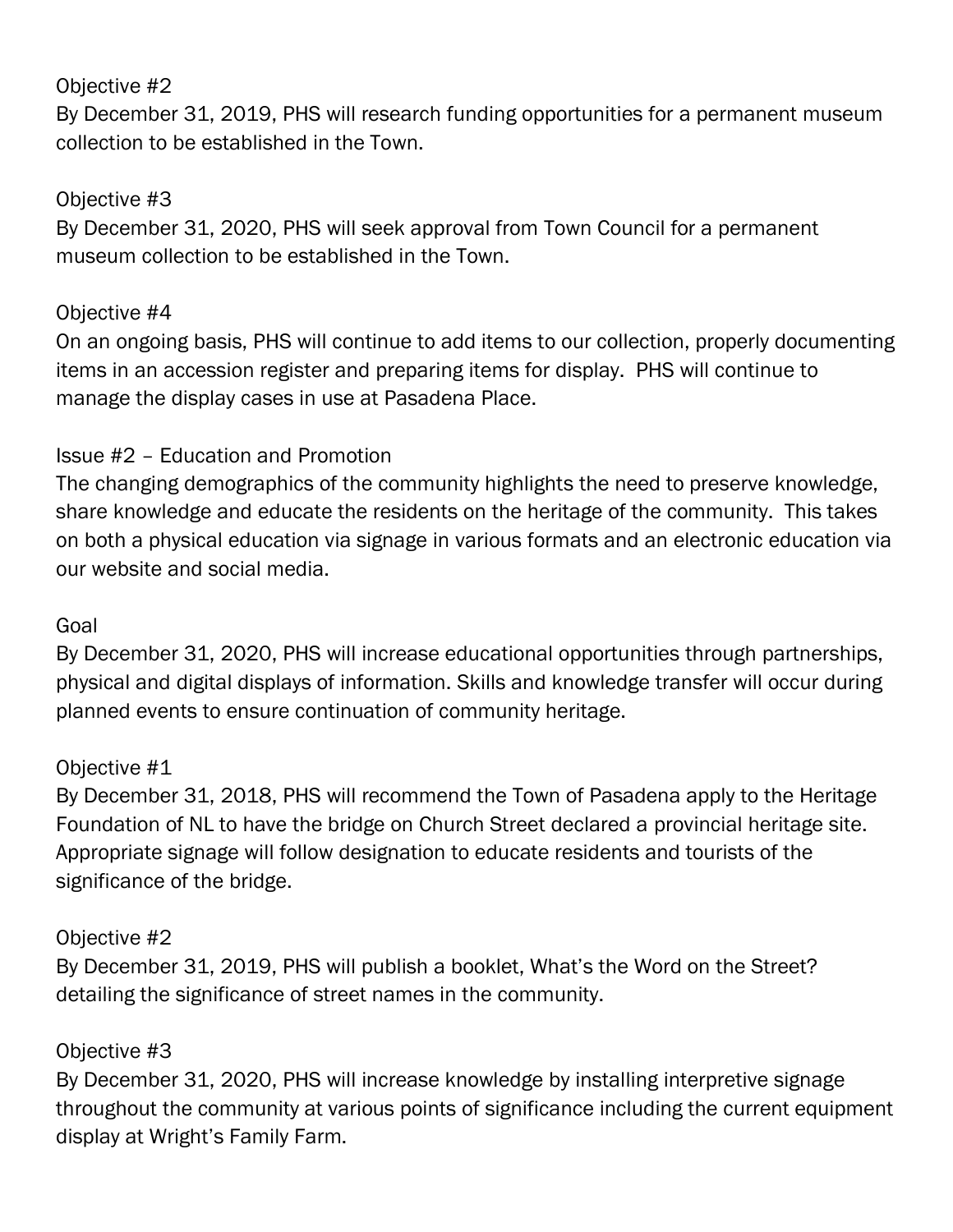Objective #2

By December 31, 2019, PHS will research funding opportunities for a permanent museum collection to be established in the Town.

Objective #3

By December 31, 2020, PHS will seek approval from Town Council for a permanent museum collection to be established in the Town.

Objective #4

On an ongoing basis, PHS will continue to add items to our collection, properly documenting items in an accession register and preparing items for display. PHS will continue to manage the display cases in use at Pasadena Place.

Issue #2 – Education and Promotion

The changing demographics of the community highlights the need to preserve knowledge, share knowledge and educate the residents on the heritage of the community. This takes on both a physical education via signage in various formats and an electronic education via our website and social media.

Goal

By December 31, 2020, PHS will increase educational opportunities through partnerships, physical and digital displays of information. Skills and knowledge transfer will occur during planned events to ensure continuation of community heritage.

Objective #1

By December 31, 2018, PHS will recommend the Town of Pasadena apply to the Heritage Foundation of NL to have the bridge on Church Street declared a provincial heritage site. Appropriate signage will follow designation to educate residents and tourists of the significance of the bridge.

Objective #2

By December 31, 2019, PHS will publish a booklet, What's the Word on the Street? detailing the significance of street names in the community.

Objective #3

By December 31, 2020, PHS will increase knowledge by installing interpretive signage throughout the community at various points of significance including the current equipment display at Wright's Family Farm.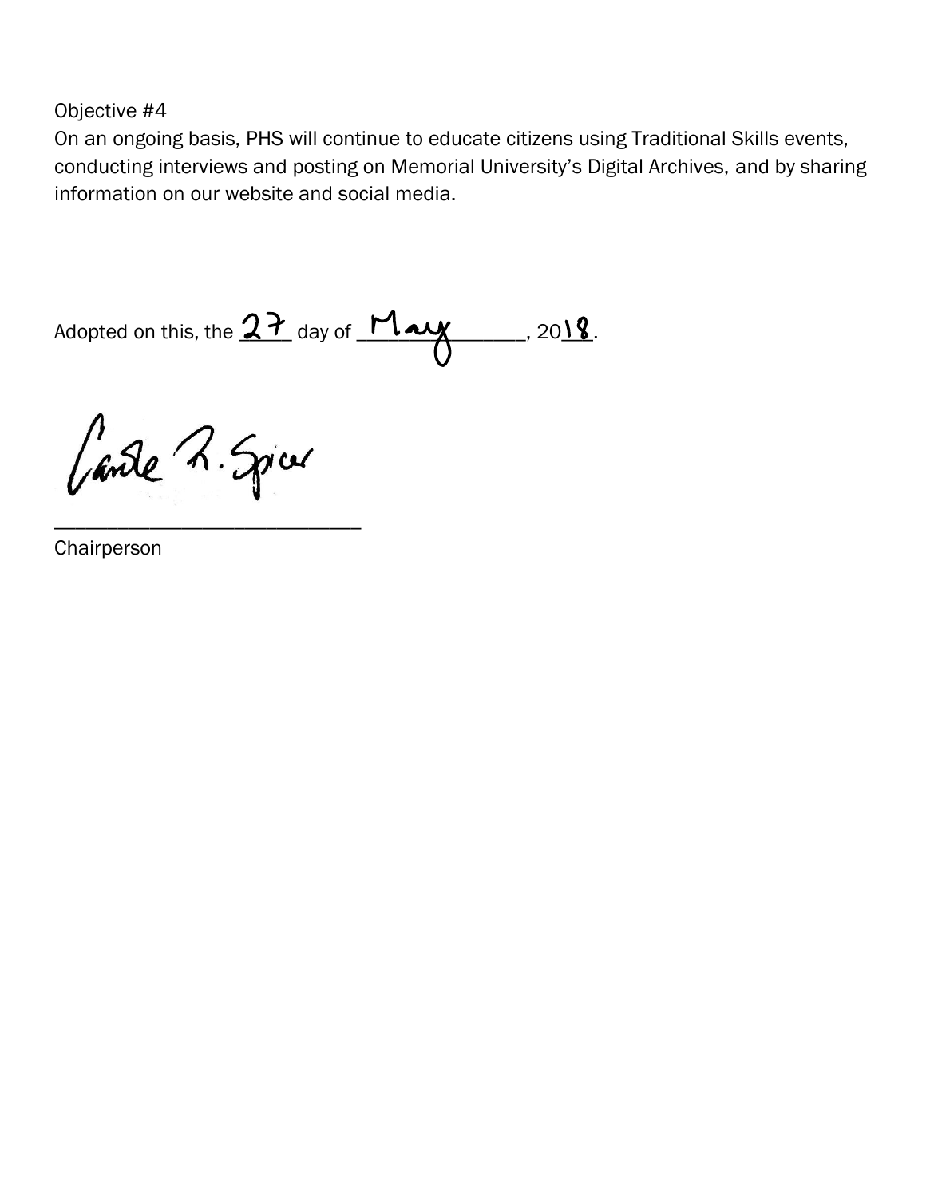Objective #4

On an ongoing basis, PHS will continue to educate citizens using Traditional Skills events, conducting interviews and posting on Memorial University's Digital Archives, and by sharing information on our website and social media.

Adopted on this, the 27 day of May, 2018.

Carole R. Spicer

\_\_\_\_\_\_\_\_\_\_\_\_\_\_\_\_\_\_\_\_\_\_\_\_\_\_\_\_\_\_

Chairperson